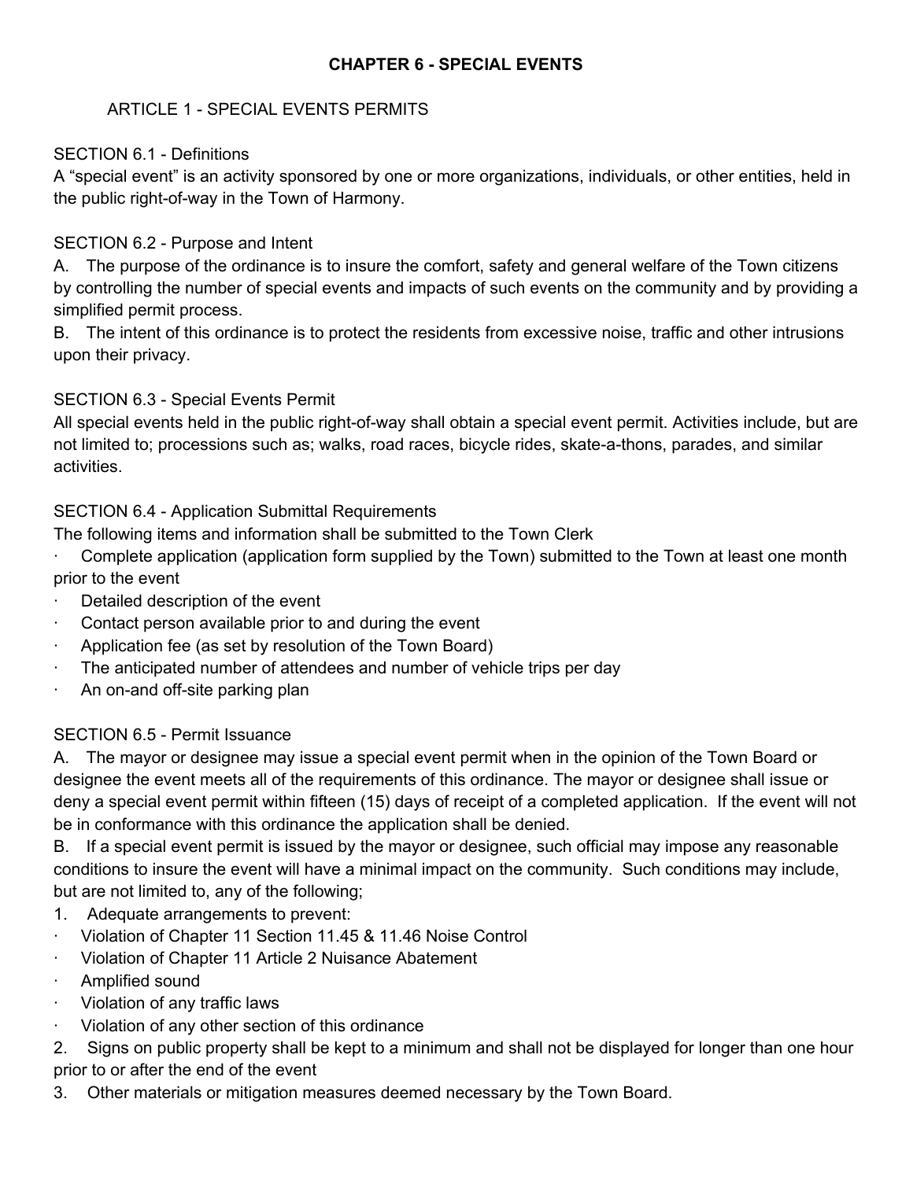# CHAPTER 6 - SPECIAL EVENTS

## ARTICLE 1 - SPECIAL EVENTS PERMITS

### SECTION 6.1 - Definitions

A "special event" is an activity sponsored by one or more organizations, individuals, or other entities, held in the public right-of-way in the Town of Harmony.

### SECTION 6.2 - Purpose and Intent

A. The purpose of the ordinance is to insure the comfort, safety and general welfare of the Town citizens by controlling the number of special events and impacts of such events on the community and by providing a simplified permit process.

B. The intent of this ordinance is to protect the residents from excessive noise, traffic and other intrusions upon their privacy.

### SECTION 6.3 - Special Events Permit

All special events held in the public right-of-way shall obtain a special event permit. Activities include, but are not limited to; processions such as; walks, road races, bicycle rides, skate-a-thons, parades, and similar activities.

### SECTION 6.4 - Application Submittal Requirements

The following items and information shall be submitted to the Town Clerk

- Complete application (application form supplied by the Town) submitted to the Town at least one month prior to the event
- Detailed description of the event
- Contact person available prior to and during the event
- Application fee (as set by resolution of the Town Board)
- The anticipated number of attendees and number of vehicle trips per day
- An on-and off-site parking plan

### SECTION 6.5 - Permit Issuance

A. The mayor or designee may issue a special event permit when in the opinion of the Town Board or designee the event meets all of the requirements of this ordinance. The mayor or designee shall issue or deny a special event permit within fifteen (15) days of receipt of a completed application. If the event will not be in conformance with this ordinance the application shall be denied.

B. If a special event permit is issued by the mayor or designee, such official may impose any reasonable conditions to insure the event will have a minimal impact on the community. Such conditions may include, but are not limited to, any of the following;

1. Adequate arrangements to prevent:
   - Violation of Chapter 11 Section 11.45 & 11.46 Noise Control
   - Violation of Chapter 11 Article 2 Nuisance Abatement
   - Amplified sound
   - Violation of any traffic laws
   - Violation of any other section of this ordinance
2. Signs on public property shall be kept to a minimum and shall not be displayed for longer than one hour prior to or after the end of the event
3. Other materials or mitigation measures deemed necessary by the Town Board.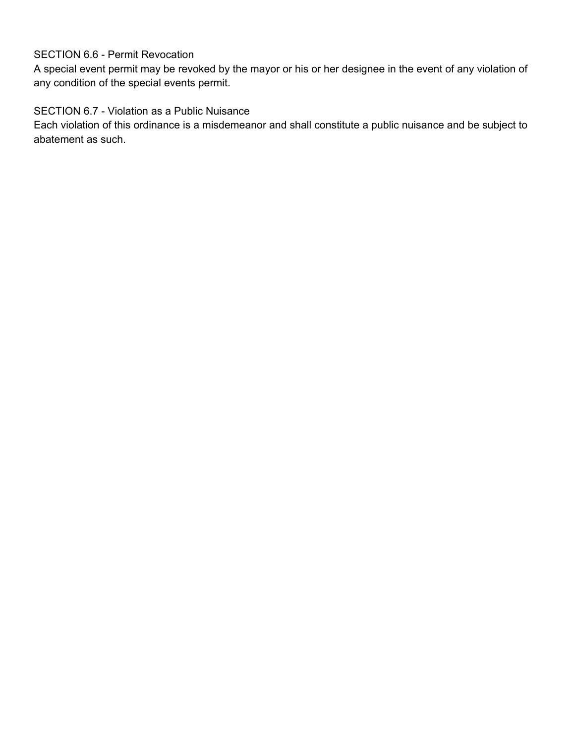SECTION 6.6 - Permit Revocation

A special event permit may be revoked by the mayor or his or her designee in the event of any violation of any condition of the special events permit.

SECTION 6.7 - Violation as a Public Nuisance

Each violation of this ordinance is a misdemeanor and shall constitute a public nuisance and be subject to abatement as such.